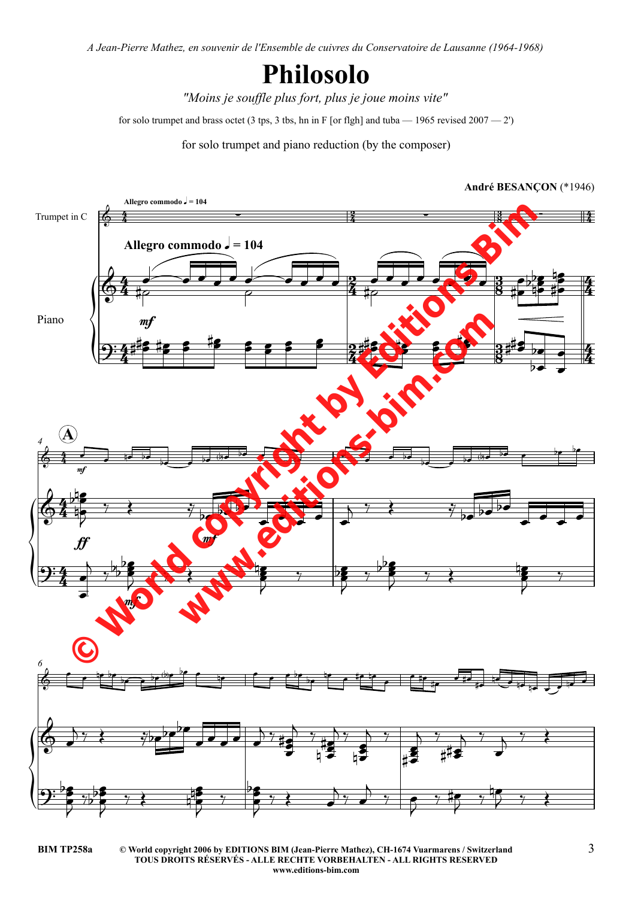*A Jean-Pierre Mathez, en souvenir de l'Ensemble de cuivres du Conservatoire de Lausanne (1964-1968)*

# Philosolo

*"Moins je souffle plus fort, plus je joue moins vite"*

for solo trumpet and brass octet (3 tps, 3 tbs, hn in F [or flgh] and tuba — 1965 revised 2007 — 2')

for solo trumpet and piano reduction (by the composer)

**André BESANÇON** (*1946)

© World copyright 2006 by EDITIONS BIM (Jean-Pierre Mathez), CH-1674 Vuarmarens / Switzerland
TOUS DROITS RÉSERVÉS - ALLE RECHTE VORBEHALTEN - ALL RIGHTS RESERVED
www.editions-bim.com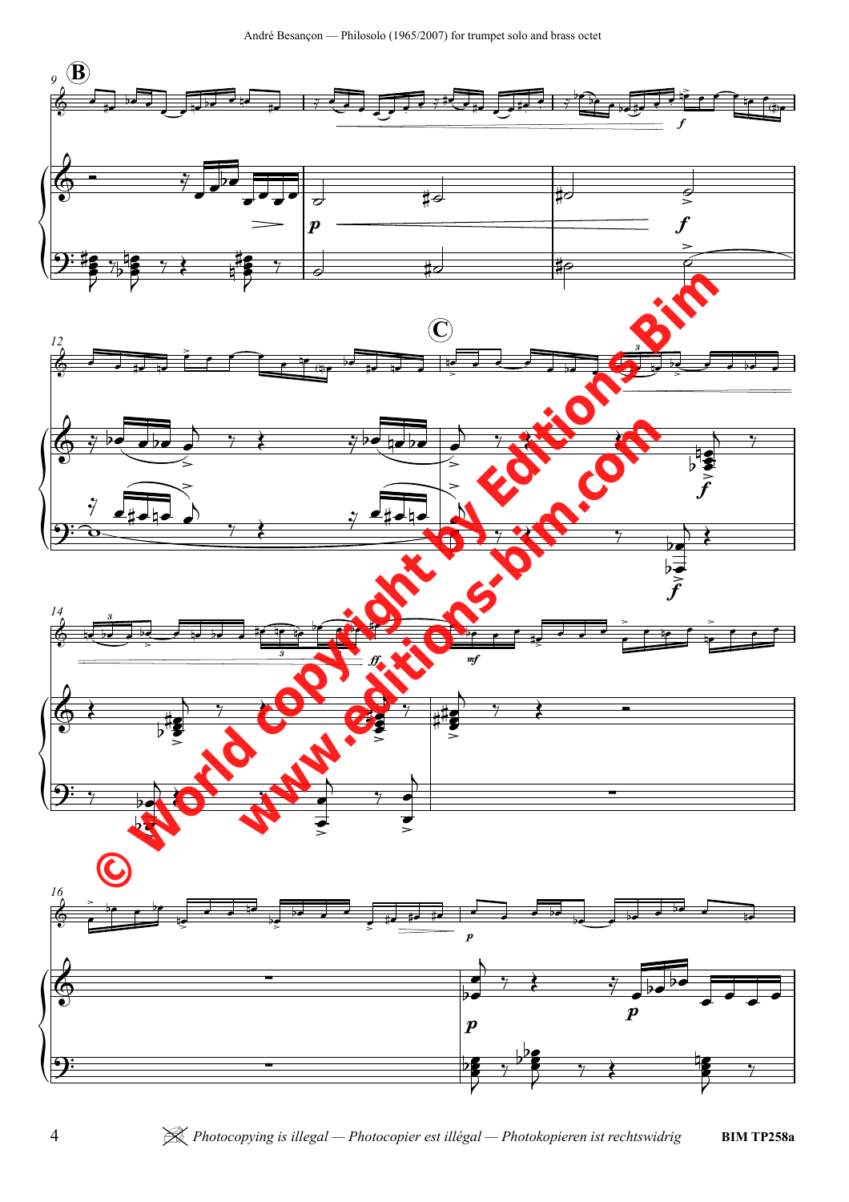© World copyright by Editions Bim

www.editions-bim.com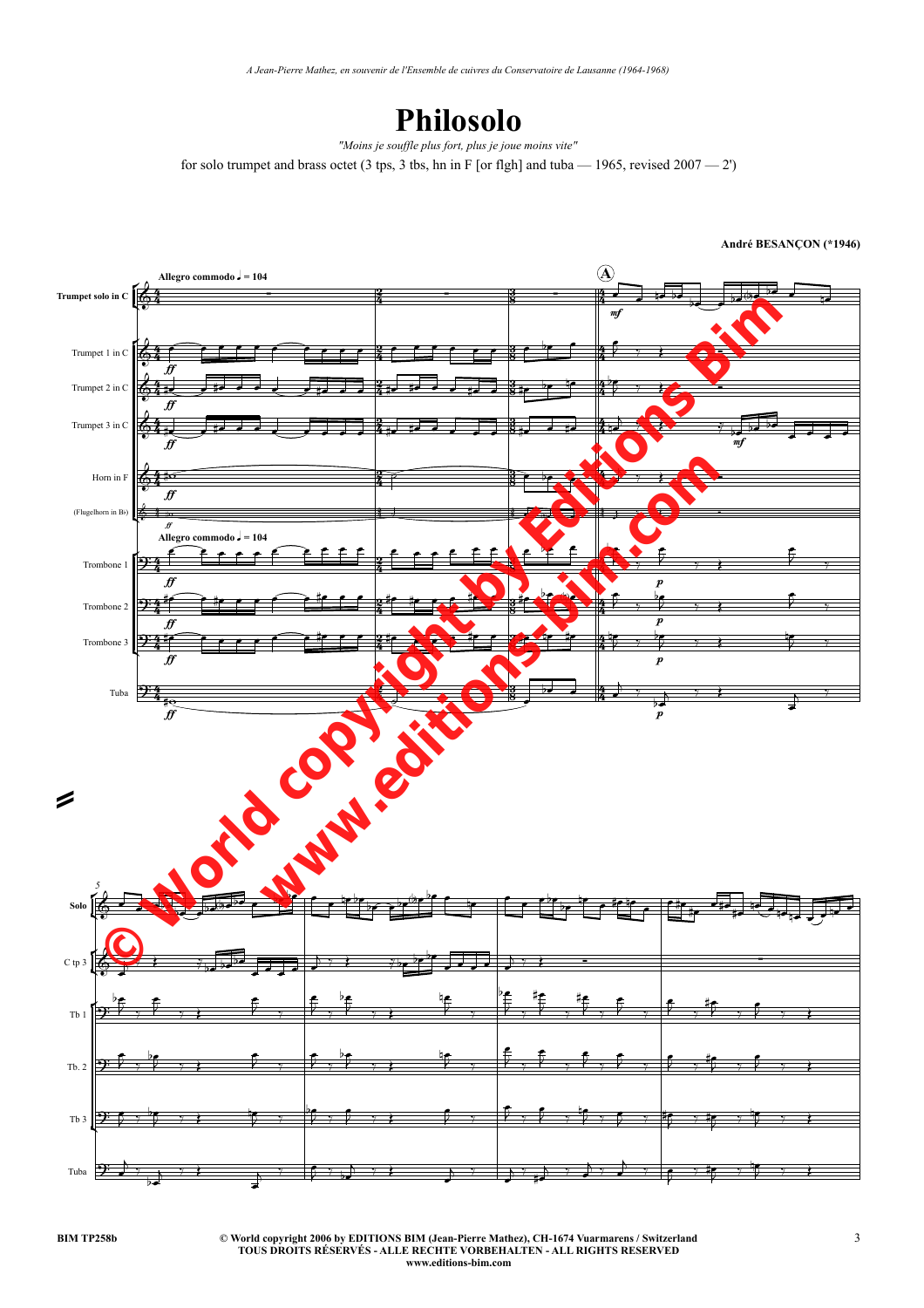*A Jean-Pierre Mathez, en souvenir de l'Ensemble de cuivres du Conservatoire de Lausanne (1964-1968)*

# Philosolo

*"Moins je souffle plus fort, plus je joue moins vite"*

for solo trumpet and brass octet (3 tps, 3 tbs, hn in F [or flgh] and tuba — 1965, revised 2007 — 2')

**André BESANÇON (\*1946)**

Allegro commodo ♩ = 104

Trumpet solo in C

Trumpet 1 in C

Trumpet 2 in C

Trumpet 3 in C

Horn in F

(Flugelhorn in B♭)

Trombone 1

Trombone 2

Trombone 3

Tuba

Solo

C tp 3

Tb 1

Tb. 2

Tb 3

Tuba

© World copyright by Editions Bim
www.editions-bim.com

BIM TP258b

© World copyright 2006 by EDITIONS BIM (Jean-Pierre Mathez), CH-1674 Vuarmarens / Switzerland
TOUS DROITS RÉSERVÉS - ALLE RECHTE VORBEHALTEN - ALL RIGHTS RESERVED
www.editions-bim.com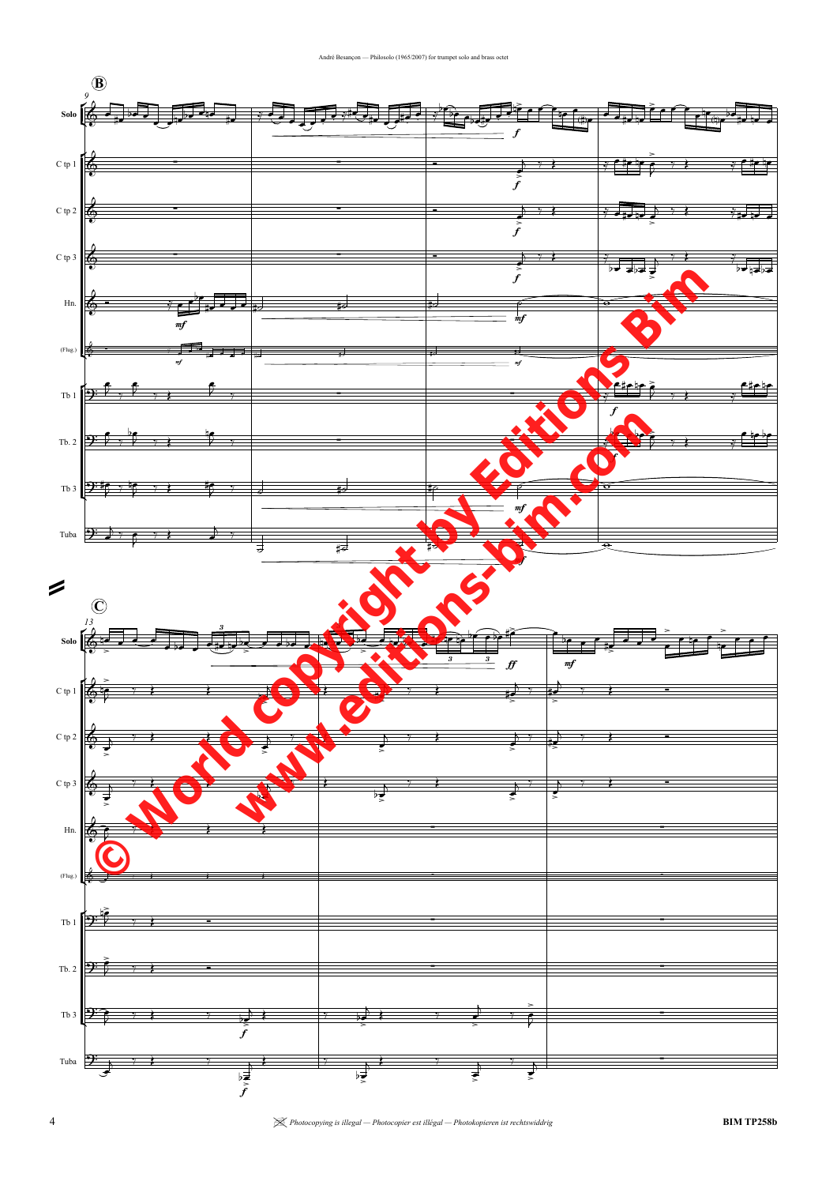André Besançon — Philosolo (1965/2007) for trumpet solo and brass octet

Solo

C tp 1

C tp 2

C tp 3

Hn.

(Flug.)

Tb 1

Tb. 2

Tb 3

Tuba

© World copyright by Editions Bim
www.editions-bim.com

*Photocopying is illegal — Photocopier est illégal — Photokopieren ist rechtswiddrig*

BIM TP258b